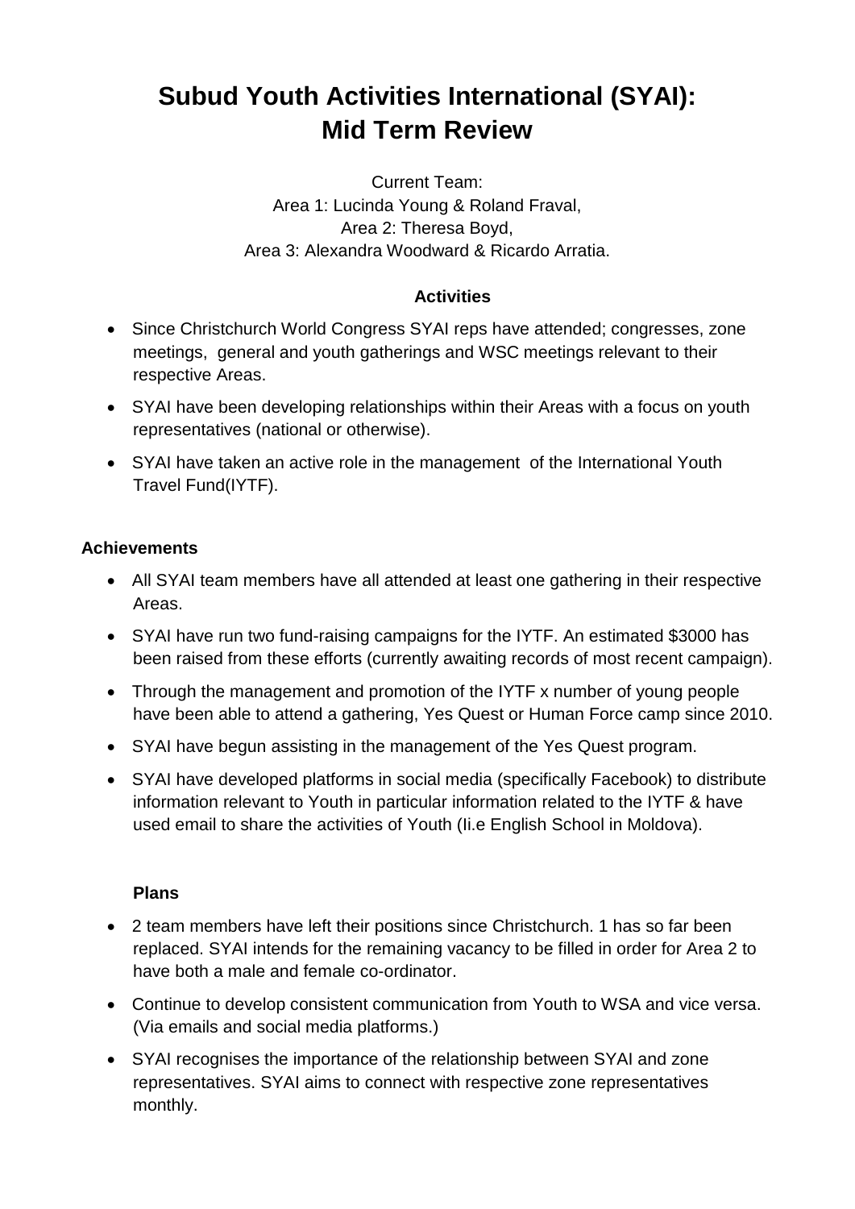# Subud Youth Activities International (SYAI): Mid Term Review

Current Team:
Area 1: Lucinda Young & Roland Fraval,
Area 2: Theresa Boyd,
Area 3: Alexandra Woodward & Ricardo Arratia.

**Activities**

- Since Christchurch World Congress SYAI reps have attended; congresses, zone meetings, general and youth gatherings and WSC meetings relevant to their respective Areas.
- SYAI have been developing relationships within their Areas with a focus on youth representatives (national or otherwise).
- SYAI have taken an active role in the management of the International Youth Travel Fund(IYTF).

**Achievements**

- All SYAI team members have all attended at least one gathering in their respective Areas.
- SYAI have run two fund-raising campaigns for the IYTF. An estimated $3000 has been raised from these efforts (currently awaiting records of most recent campaign).
- Through the management and promotion of the IYTF x number of young people have been able to attend a gathering, Yes Quest or Human Force camp since 2010.
- SYAI have begun assisting in the management of the Yes Quest program.
- SYAI have developed platforms in social media (specifically Facebook) to distribute information relevant to Youth in particular information related to the IYTF & have used email to share the activities of Youth (Ii.e English School in Moldova).

**Plans**

- 2 team members have left their positions since Christchurch. 1 has so far been replaced. SYAI intends for the remaining vacancy to be filled in order for Area 2 to have both a male and female co-ordinator.
- Continue to develop consistent communication from Youth to WSA and vice versa. (Via emails and social media platforms.)
- SYAI recognises the importance of the relationship between SYAI and zone representatives. SYAI aims to connect with respective zone representatives monthly.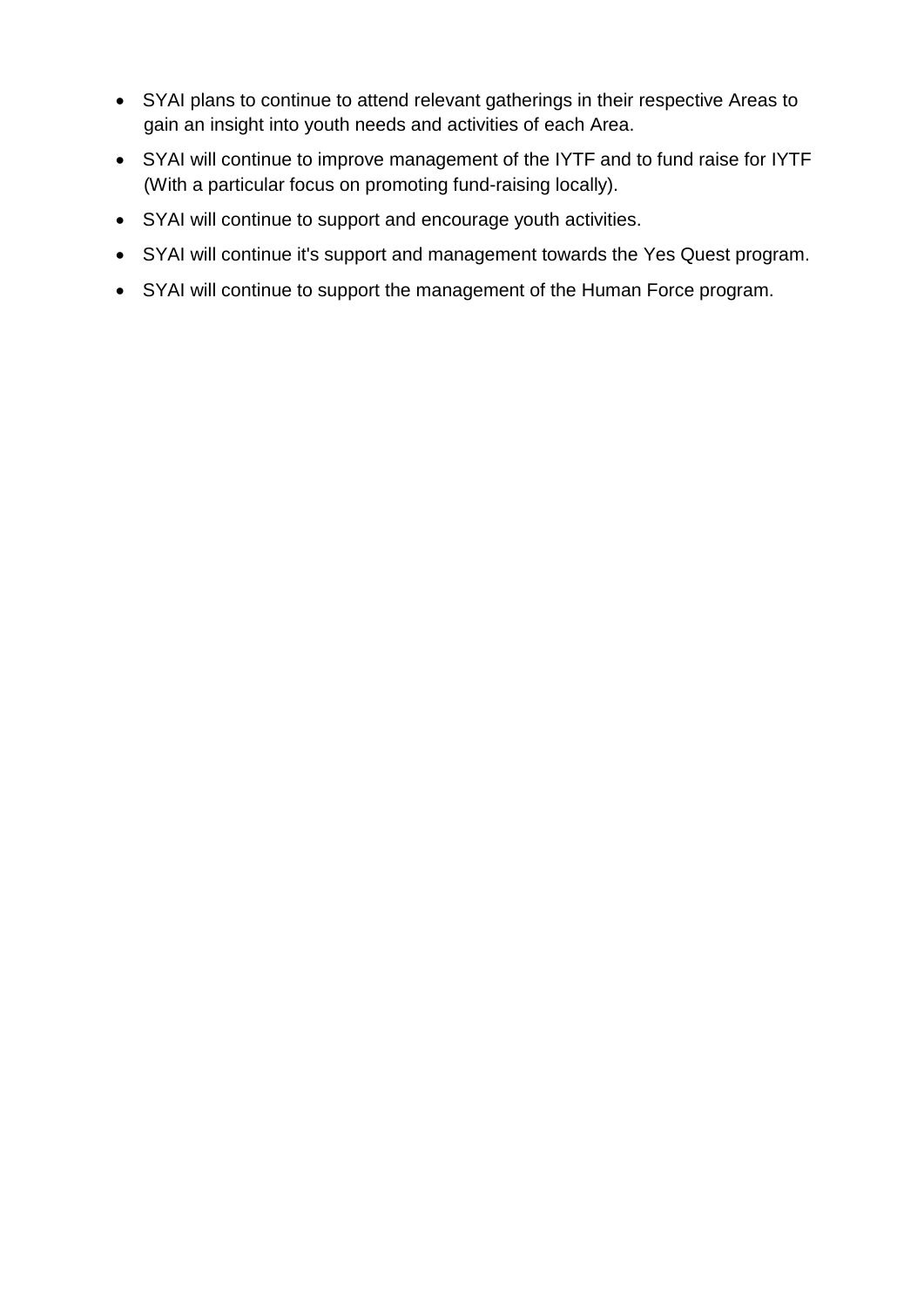- SYAI plans to continue to attend relevant gatherings in their respective Areas to gain an insight into youth needs and activities of each Area.
- SYAI will continue to improve management of the IYTF and to fund raise for IYTF (With a particular focus on promoting fund-raising locally).
- SYAI will continue to support and encourage youth activities.
- SYAI will continue it's support and management towards the Yes Quest program.
- SYAI will continue to support the management of the Human Force program.